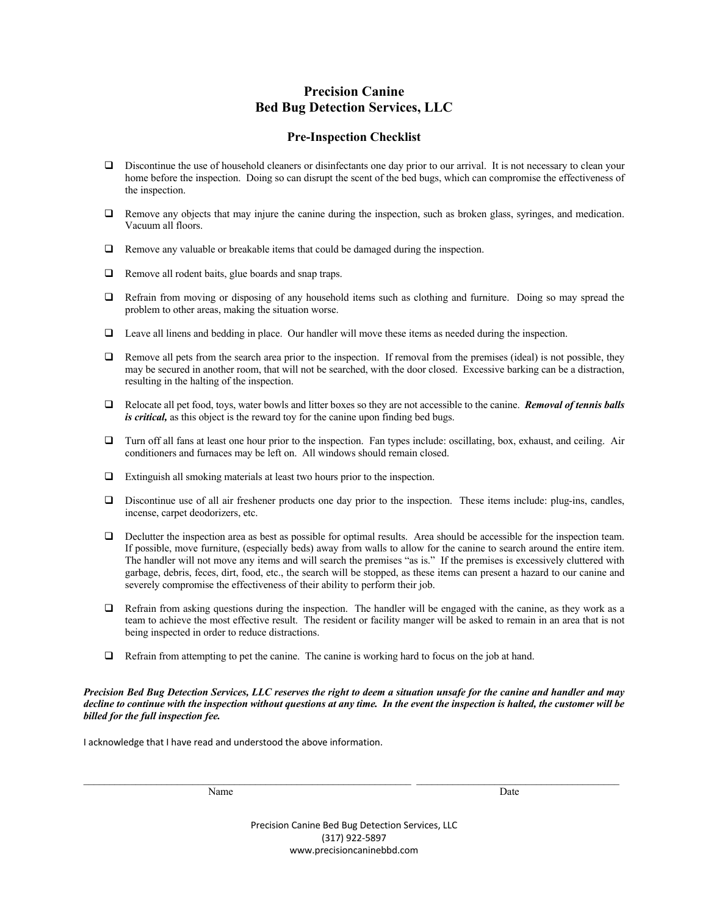# Precision Canine
# Bed Bug Detection Services, LLC

## Pre-Inspection Checklist

- ❑ Discontinue the use of household cleaners or disinfectants one day prior to our arrival. It is not necessary to clean your home before the inspection. Doing so can disrupt the scent of the bed bugs, which can compromise the effectiveness of the inspection.

- ❑ Remove any objects that may injure the canine during the inspection, such as broken glass, syringes, and medication. Vacuum all floors.

- ❑ Remove any valuable or breakable items that could be damaged during the inspection.

- ❑ Remove all rodent baits, glue boards and snap traps.

- ❑ Refrain from moving or disposing of any household items such as clothing and furniture. Doing so may spread the problem to other areas, making the situation worse.

- ❑ Leave all linens and bedding in place. Our handler will move these items as needed during the inspection.

- ❑ Remove all pets from the search area prior to the inspection. If removal from the premises (ideal) is not possible, they may be secured in another room, that will not be searched, with the door closed. Excessive barking can be a distraction, resulting in the halting of the inspection.

- ❑ Relocate all pet food, toys, water bowls and litter boxes so they are not accessible to the canine. ***Removal of tennis balls is critical,*** as this object is the reward toy for the canine upon finding bed bugs.

- ❑ Turn off all fans at least one hour prior to the inspection. Fan types include: oscillating, box, exhaust, and ceiling. Air conditioners and furnaces may be left on. All windows should remain closed.

- ❑ Extinguish all smoking materials at least two hours prior to the inspection.

- ❑ Discontinue use of all air freshener products one day prior to the inspection. These items include: plug-ins, candles, incense, carpet deodorizers, etc.

- ❑ Declutter the inspection area as best as possible for optimal results. Area should be accessible for the inspection team. If possible, move furniture, (especially beds) away from walls to allow for the canine to search around the entire item. The handler will not move any items and will search the premises "as is." If the premises is excessively cluttered with garbage, debris, feces, dirt, food, etc., the search will be stopped, as these items can present a hazard to our canine and severely compromise the effectiveness of their ability to perform their job.

- ❑ Refrain from asking questions during the inspection. The handler will be engaged with the canine, as they work as a team to achieve the most effective result. The resident or facility manger will be asked to remain in an area that is not being inspected in order to reduce distractions.

- ❑ Refrain from attempting to pet the canine. The canine is working hard to focus on the job at hand.

***Precision Bed Bug Detection Services, LLC reserves the right to deem a situation unsafe for the canine and handler and may decline to continue with the inspection without questions at any time. In the event the inspection is halted, the customer will be billed for the full inspection fee.***

I acknowledge that I have read and understood the above information.

_______________________________________ _______________________________

Name Date

Precision Canine Bed Bug Detection Services, LLC
(317) 922-5897
www.precisioncaninebbd.com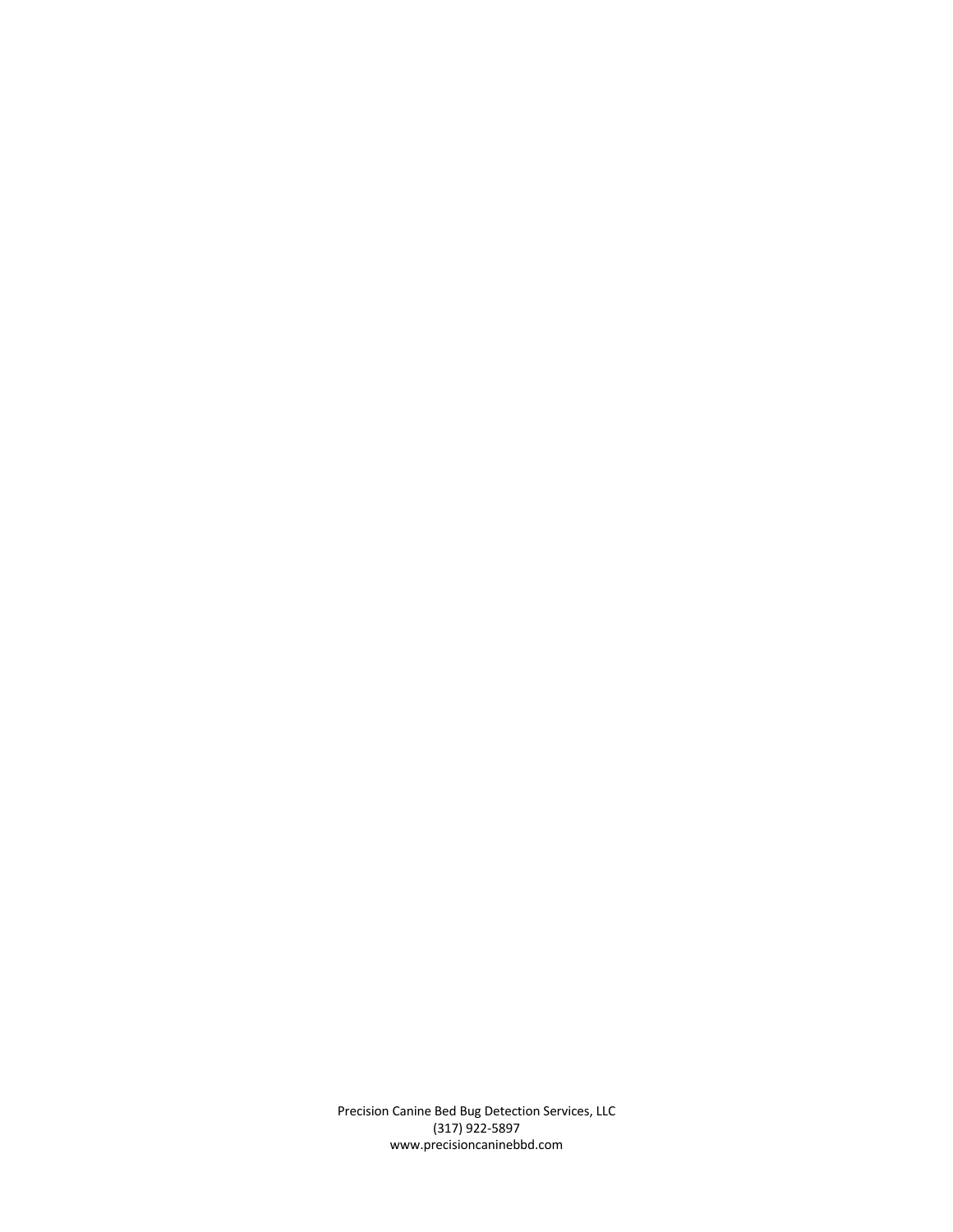Precision Canine Bed Bug Detection Services, LLC
(317) 922-5897
www.precisioncaninebbd.com